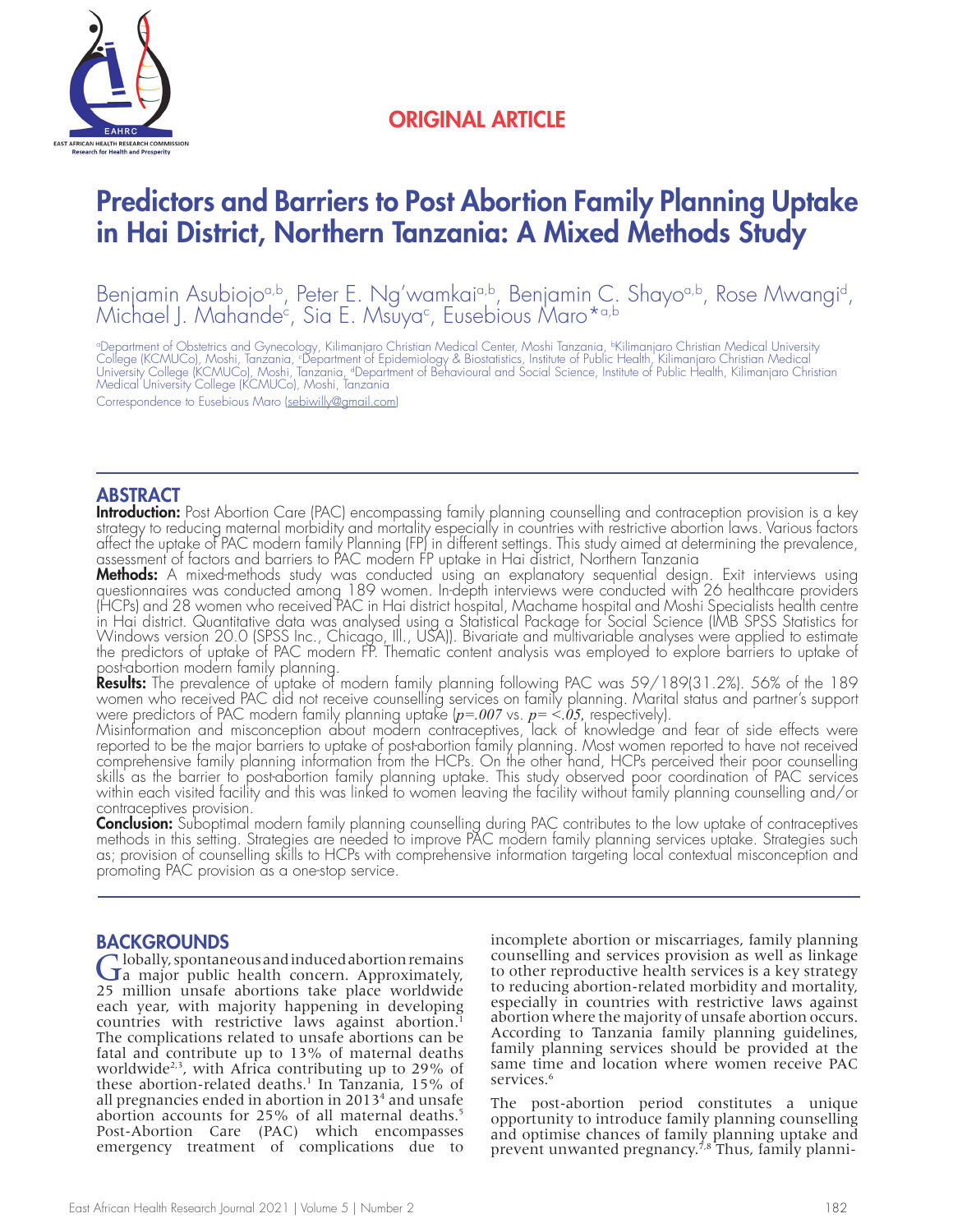ORIGINAL ARTICLE

# Predictors and Barriers to Post Abortion Family Planning Uptake in Hai District, Northern Tanzania: A Mixed Methods Study

Benjamin Asubiojo[a,b], Peter E. Ng'wamkai[a,b], Benjamin C. Shayo[a,b], Rose Mwangi[d], Michael J. Mahande[c], Sia E. Msuya[c], Eusebious Maro*[a,b]

[a]Department of Obstetrics and Gynecology, Kilimanjaro Christian Medical Center, Moshi Tanzania, [b]Kilimanjaro Christian Medical University College (KCMUCo), Moshi, Tanzania, [c]Department of Epidemiology & Biostatistics, Institute of Public Health, Kilimanjaro Christian Medical University College (KCMUCo), Moshi, Tanzania, [d]Department of Behavioural and Social Science, Institute of Public Health, Kilimanjaro Christian Medical University College (KCMUCo), Moshi, Tanzania

Correspondence to Eusebious Maro (sebiwilly@gmail.com)

## ABSTRACT

**Introduction:** Post Abortion Care (PAC) encompassing family planning counselling and contraception provision is a key strategy to reducing maternal morbidity and mortality especially in countries with restrictive abortion laws. Various factors affect the uptake of PAC modern family Planning (FP) in different settings. This study aimed at determining the prevalence, assessment of factors and barriers to PAC modern FP uptake in Hai district, Northern Tanzania

**Methods:** A mixed-methods study was conducted using an explanatory sequential design. Exit interviews using questionnaires was conducted among 189 women. In-depth interviews were conducted with 26 healthcare providers (HCPs) and 28 women who received PAC in Hai district hospital, Machame hospital and Moshi Specialists health centre in Hai district. Quantitative data was analysed using a Statistical Package for Social Science (IMB SPSS Statistics for Windows version 20.0 (SPSS Inc., Chicago, Ill., USA)). Bivariate and multivariable analyses were applied to estimate the predictors of uptake of PAC modern FP. Thematic content analysis was employed to explore barriers to uptake of post-abortion modern family planning.

**Results:** The prevalence of uptake of modern family planning following PAC was 59/189(31.2%). 56% of the 189 women who received PAC did not receive counselling services on family planning. Marital status and partner's support were predictors of PAC modern family planning uptake ($p=.007$ vs. $p= <.05$, respectively).

Misinformation and misconception about modern contraceptives, lack of knowledge and fear of side effects were reported to be the major barriers to uptake of post-abortion family planning. Most women reported to have not received comprehensive family planning information from the HCPs. On the other hand, HCPs perceived their poor counselling skills as the barrier to post-abortion family planning uptake. This study observed poor coordination of PAC services within each visited facility and this was linked to women leaving the facility without family planning counselling and/or contraceptives provision.

**Conclusion:** Suboptimal modern family planning counselling during PAC contributes to the low uptake of contraceptives methods in this setting. Strategies are needed to improve PAC modern family planning services uptake. Strategies such as; provision of counselling skills to HCPs with comprehensive information targeting local contextual misconception and promoting PAC provision as a one-stop service.

## BACKGROUNDS

Globally, spontaneous and induced abortion remains a major public health concern. Approximately, 25 million unsafe abortions take place worldwide each year, with majority happening in developing countries with restrictive laws against abortion.[1] The complications related to unsafe abortions can be fatal and contribute up to 13% of maternal deaths worldwide[2,3], with Africa contributing up to 29% of these abortion-related deaths.[1] In Tanzania, 15% of all pregnancies ended in abortion in 2013[4] and unsafe abortion accounts for 25% of all maternal deaths.[5] Post-Abortion Care (PAC) which encompasses emergency treatment of complications due to incomplete abortion or miscarriages, family planning counselling and services provision as well as linkage to other reproductive health services is a key strategy to reducing abortion-related morbidity and mortality, especially in countries with restrictive laws against abortion where the majority of unsafe abortion occurs. According to Tanzania family planning guidelines, family planning services should be provided at the same time and location where women receive PAC services.[6]

The post-abortion period constitutes a unique opportunity to introduce family planning counselling and optimise chances of family planning uptake and prevent unwanted pregnancy.[7,8] Thus, family planni-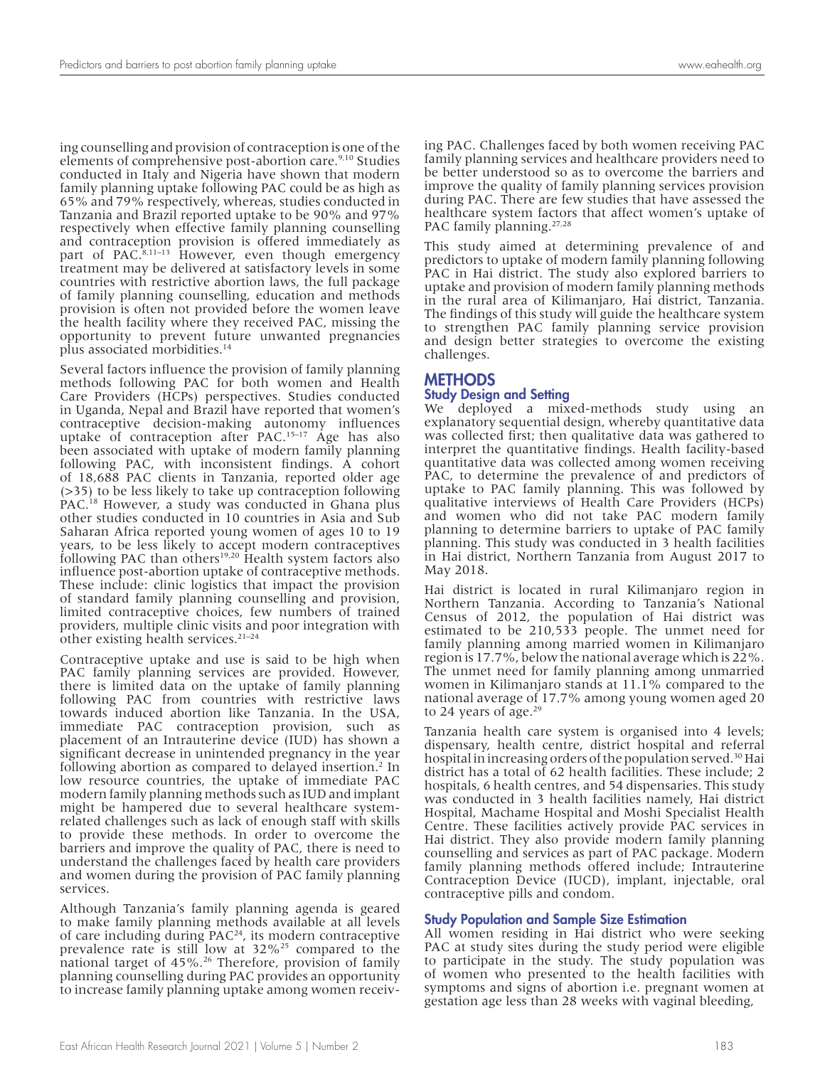ing counselling and provision of contraception is one of the elements of comprehensive post-abortion care.[9,10] Studies conducted in Italy and Nigeria have shown that modern family planning uptake following PAC could be as high as 65% and 79% respectively, whereas, studies conducted in Tanzania and Brazil reported uptake to be 90% and 97% respectively when effective family planning counselling and contraception provision is offered immediately as part of PAC.[8,11–13] However, even though emergency treatment may be delivered at satisfactory levels in some countries with restrictive abortion laws, the full package of family planning counselling, education and methods provision is often not provided before the women leave the health facility where they received PAC, missing the opportunity to prevent future unwanted pregnancies plus associated morbidities.[14]

Several factors influence the provision of family planning methods following PAC for both women and Health Care Providers (HCPs) perspectives. Studies conducted in Uganda, Nepal and Brazil have reported that women's contraceptive decision-making autonomy influences uptake of contraception after PAC.[15–17] Age has also been associated with uptake of modern family planning following PAC, with inconsistent findings. A cohort of 18,688 PAC clients in Tanzania, reported older age (>35) to be less likely to take up contraception following PAC.[18] However, a study was conducted in Ghana plus other studies conducted in 10 countries in Asia and Sub Saharan Africa reported young women of ages 10 to 19 years, to be less likely to accept modern contraceptives following PAC than others[19,20] Health system factors also influence post-abortion uptake of contraceptive methods. These include: clinic logistics that impact the provision of standard family planning counselling and provision, limited contraceptive choices, few numbers of trained providers, multiple clinic visits and poor integration with other existing health services.[21–24]

Contraceptive uptake and use is said to be high when PAC family planning services are provided. However, there is limited data on the uptake of family planning following PAC from countries with restrictive laws towards induced abortion like Tanzania. In the USA, immediate PAC contraception provision, such as placement of an Intrauterine device (IUD) has shown a significant decrease in unintended pregnancy in the year following abortion as compared to delayed insertion.[2] In low resource countries, the uptake of immediate PAC modern family planning methods such as IUD and implant might be hampered due to several healthcare system-related challenges such as lack of enough staff with skills to provide these methods. In order to overcome the barriers and improve the quality of PAC, there is need to understand the challenges faced by health care providers and women during the provision of PAC family planning services.

Although Tanzania's family planning agenda is geared to make family planning methods available at all levels of care including during PAC[24], its modern contraceptive prevalence rate is still low at 32%[25] compared to the national target of 45%.[26] Therefore, provision of family planning counselling during PAC provides an opportunity to increase family planning uptake among women receiving PAC. Challenges faced by both women receiving PAC family planning services and healthcare providers need to be better understood so as to overcome the barriers and improve the quality of family planning services provision during PAC. There are few studies that have assessed the healthcare system factors that affect women's uptake of PAC family planning.[27,28]

This study aimed at determining prevalence of and predictors to uptake of modern family planning following PAC in Hai district. The study also explored barriers to uptake and provision of modern family planning methods in the rural area of Kilimanjaro, Hai district, Tanzania. The findings of this study will guide the healthcare system to strengthen PAC family planning service provision and design better strategies to overcome the existing challenges.

## METHODS

### Study Design and Setting

We deployed a mixed-methods study using an explanatory sequential design, whereby quantitative data was collected first; then qualitative data was gathered to interpret the quantitative findings. Health facility-based quantitative data was collected among women receiving PAC, to determine the prevalence of and predictors of uptake to PAC family planning. This was followed by qualitative interviews of Health Care Providers (HCPs) and women who did not take PAC modern family planning to determine barriers to uptake of PAC family planning. This study was conducted in 3 health facilities in Hai district, Northern Tanzania from August 2017 to May 2018.

Hai district is located in rural Kilimanjaro region in Northern Tanzania. According to Tanzania's National Census of 2012, the population of Hai district was estimated to be 210,533 people. The unmet need for family planning among married women in Kilimanjaro region is 17.7%, below the national average which is 22%. The unmet need for family planning among unmarried women in Kilimanjaro stands at 11.1% compared to the national average of 17.7% among young women aged 20 to 24 years of age.[29]

Tanzania health care system is organised into 4 levels; dispensary, health centre, district hospital and referral hospital in increasing orders of the population served.[30] Hai district has a total of 62 health facilities. These include; 2 hospitals, 6 health centres, and 54 dispensaries. This study was conducted in 3 health facilities namely, Hai district Hospital, Machame Hospital and Moshi Specialist Health Centre. These facilities actively provide PAC services in Hai district. They also provide modern family planning counselling and services as part of PAC package. Modern family planning methods offered include; Intrauterine Contraception Device (IUCD), implant, injectable, oral contraceptive pills and condom.

### Study Population and Sample Size Estimation

All women residing in Hai district who were seeking PAC at study sites during the study period were eligible to participate in the study. The study population was of women who presented to the health facilities with symptoms and signs of abortion i.e. pregnant women at gestation age less than 28 weeks with vaginal bleeding,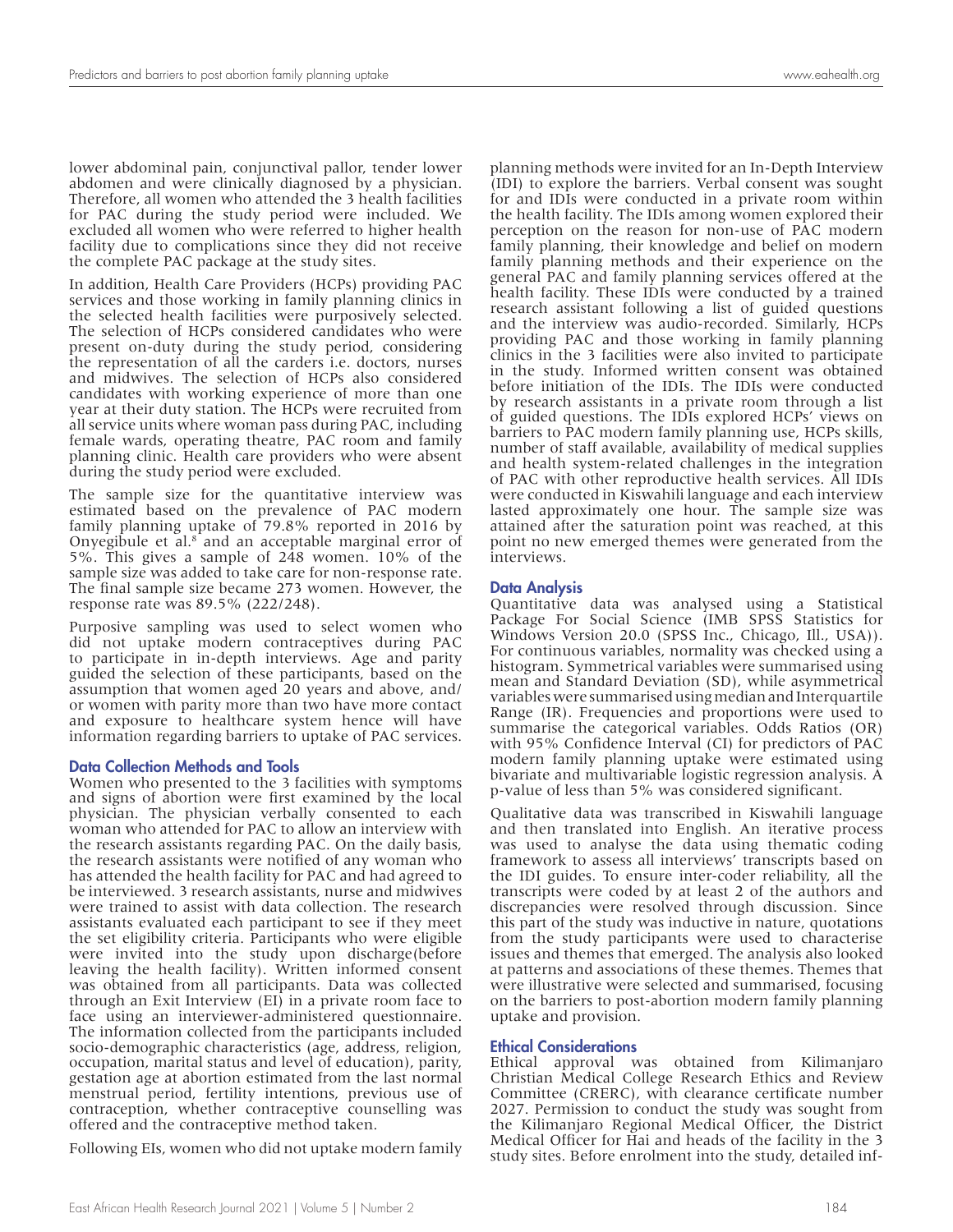lower abdominal pain, conjunctival pallor, tender lower abdomen and were clinically diagnosed by a physician. Therefore, all women who attended the 3 health facilities for PAC during the study period were included. We excluded all women who were referred to higher health facility due to complications since they did not receive the complete PAC package at the study sites.

In addition, Health Care Providers (HCPs) providing PAC services and those working in family planning clinics in the selected health facilities were purposively selected. The selection of HCPs considered candidates who were present on-duty during the study period, considering the representation of all the carders i.e. doctors, nurses and midwives. The selection of HCPs also considered candidates with working experience of more than one year at their duty station. The HCPs were recruited from all service units where woman pass during PAC, including female wards, operating theatre, PAC room and family planning clinic. Health care providers who were absent during the study period were excluded.

The sample size for the quantitative interview was estimated based on the prevalence of PAC modern family planning uptake of 79.8% reported in 2016 by Onyegibule et al.[8] and an acceptable marginal error of 5%. This gives a sample of 248 women. 10% of the sample size was added to take care for non-response rate. The final sample size became 273 women. However, the response rate was 89.5% (222/248).

Purposive sampling was used to select women who did not uptake modern contraceptives during PAC to participate in in-depth interviews. Age and parity guided the selection of these participants, based on the assumption that women aged 20 years and above, and/or women with parity more than two have more contact and exposure to healthcare system hence will have information regarding barriers to uptake of PAC services.

### Data Collection Methods and Tools

Women who presented to the 3 facilities with symptoms and signs of abortion were first examined by the local physician. The physician verbally consented to each woman who attended for PAC to allow an interview with the research assistants regarding PAC. On the daily basis, the research assistants were notified of any woman who has attended the health facility for PAC and had agreed to be interviewed. 3 research assistants, nurse and midwives were trained to assist with data collection. The research assistants evaluated each participant to see if they meet the set eligibility criteria. Participants who were eligible were invited into the study upon discharge(before leaving the health facility). Written informed consent was obtained from all participants. Data was collected through an Exit Interview (EI) in a private room face to face using an interviewer-administered questionnaire. The information collected from the participants included socio-demographic characteristics (age, address, religion, occupation, marital status and level of education), parity, gestation age at abortion estimated from the last normal menstrual period, fertility intentions, previous use of contraception, whether contraceptive counselling was offered and the contraceptive method taken.

Following EIs, women who did not uptake modern family planning methods were invited for an In-Depth Interview (IDI) to explore the barriers. Verbal consent was sought for and IDIs were conducted in a private room within the health facility. The IDIs among women explored their perception on the reason for non-use of PAC modern family planning, their knowledge and belief on modern family planning methods and their experience on the general PAC and family planning services offered at the health facility. These IDIs were conducted by a trained research assistant following a list of guided questions and the interview was audio-recorded. Similarly, HCPs providing PAC and those working in family planning clinics in the 3 facilities were also invited to participate in the study. Informed written consent was obtained before initiation of the IDIs. The IDIs were conducted by research assistants in a private room through a list of guided questions. The IDIs explored HCPs' views on barriers to PAC modern family planning use, HCPs skills, number of staff available, availability of medical supplies and health system-related challenges in the integration of PAC with other reproductive health services. All IDIs were conducted in Kiswahili language and each interview lasted approximately one hour. The sample size was attained after the saturation point was reached, at this point no new emerged themes were generated from the interviews.

### Data Analysis

Quantitative data was analysed using a Statistical Package For Social Science (IMB SPSS Statistics for Windows Version 20.0 (SPSS Inc., Chicago, Ill., USA)). For continuous variables, normality was checked using a histogram. Symmetrical variables were summarised using mean and Standard Deviation (SD), while asymmetrical variables were summarised using median and Interquartile Range (IR). Frequencies and proportions were used to summarise the categorical variables. Odds Ratios (OR) with 95% Confidence Interval (CI) for predictors of PAC modern family planning uptake were estimated using bivariate and multivariable logistic regression analysis. A p-value of less than 5% was considered significant.

Qualitative data was transcribed in Kiswahili language and then translated into English. An iterative process was used to analyse the data using thematic coding framework to assess all interviews' transcripts based on the IDI guides. To ensure inter-coder reliability, all the transcripts were coded by at least 2 of the authors and discrepancies were resolved through discussion. Since this part of the study was inductive in nature, quotations from the study participants were used to characterise issues and themes that emerged. The analysis also looked at patterns and associations of these themes. Themes that were illustrative were selected and summarised, focusing on the barriers to post-abortion modern family planning uptake and provision.

### Ethical Considerations

Ethical approval was obtained from Kilimanjaro Christian Medical College Research Ethics and Review Committee (CRERC), with clearance certificate number 2027. Permission to conduct the study was sought from the Kilimanjaro Regional Medical Officer, the District Medical Officer for Hai and heads of the facility in the 3 study sites. Before enrolment into the study, detailed inf-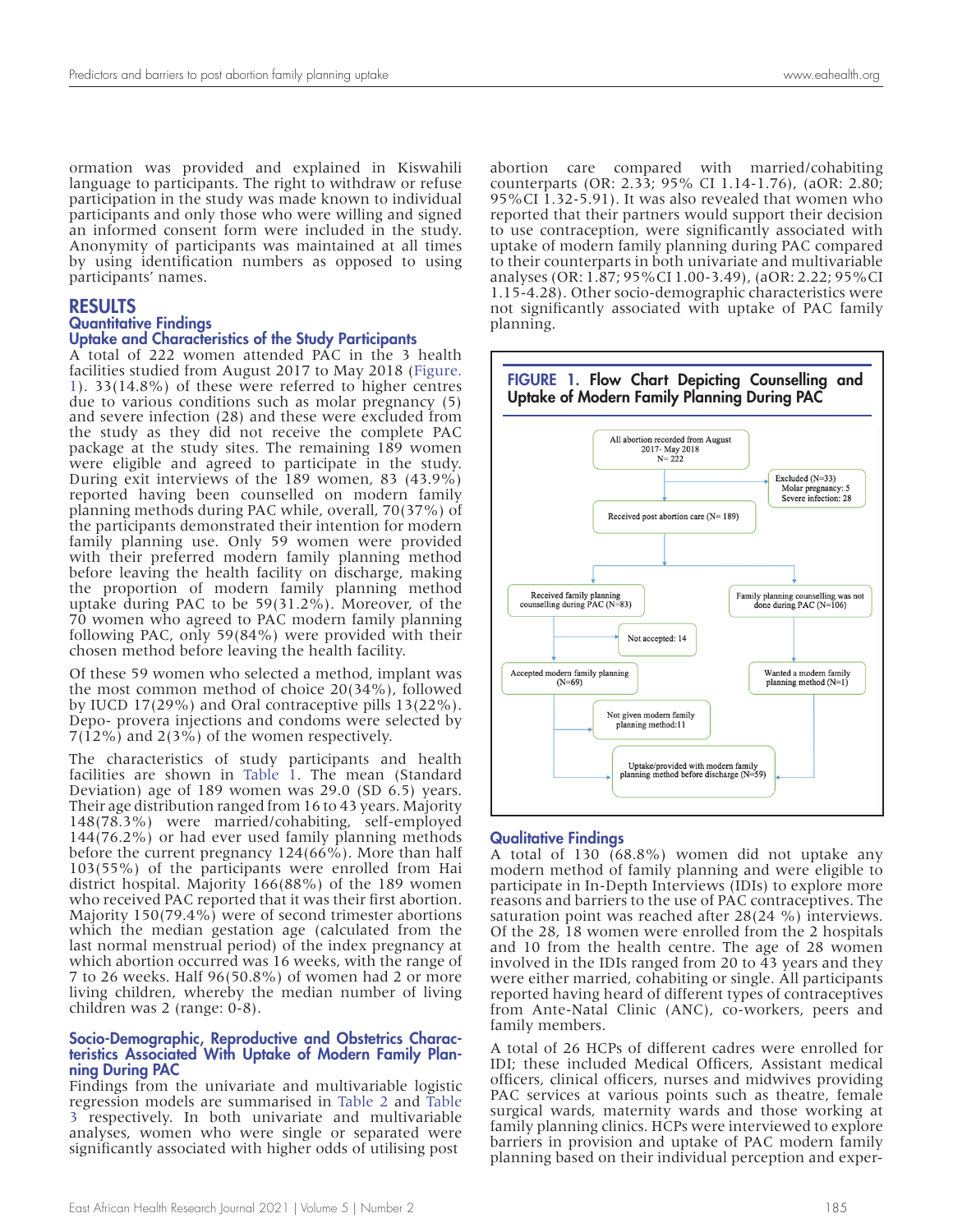ormation was provided and explained in Kiswahili language to participants. The right to withdraw or refuse participation in the study was made known to individual participants and only those who were willing and signed an informed consent form were included in the study. Anonymity of participants was maintained at all times by using identification numbers as opposed to using participants' names.

# RESULTS

## Quantitative Findings

### Uptake and Characteristics of the Study Participants

A total of 222 women attended PAC in the 3 health facilities studied from August 2017 to May 2018 (Figure. 1). 33(14.8%) of these were referred to higher centres due to various conditions such as molar pregnancy (5) and severe infection (28) and these were excluded from the study as they did not receive the complete PAC package at the study sites. The remaining 189 women were eligible and agreed to participate in the study. During exit interviews of the 189 women, 83 (43.9%) reported having been counselled on modern family planning methods during PAC while, overall, 70(37%) of the participants demonstrated their intention for modern family planning use. Only 59 women were provided with their preferred modern family planning method before leaving the health facility on discharge, making the proportion of modern family planning method uptake during PAC to be 59(31.2%). Moreover, of the 70 women who agreed to PAC modern family planning following PAC, only 59(84%) were provided with their chosen method before leaving the health facility.

Of these 59 women who selected a method, implant was the most common method of choice 20(34%), followed by IUCD 17(29%) and Oral contraceptive pills 13(22%). Depo- provera injections and condoms were selected by 7(12%) and 2(3%) of the women respectively.

The characteristics of study participants and health facilities are shown in Table 1. The mean (Standard Deviation) age of 189 women was 29.0 (SD 6.5) years. Their age distribution ranged from 16 to 43 years. Majority 148(78.3%) were married/cohabiting, self-employed 144(76.2%) or had ever used family planning methods before the current pregnancy 124(66%). More than half 103(55%) of the participants were enrolled from Hai district hospital. Majority 166(88%) of the 189 women who received PAC reported that it was their first abortion. Majority 150(79.4%) were of second trimester abortions which the median gestation age (calculated from the last normal menstrual period) of the index pregnancy at which abortion occurred was 16 weeks, with the range of 7 to 26 weeks. Half 96(50.8%) of women had 2 or more living children, whereby the median number of living children was 2 (range: 0-8).

### Socio-Demographic, Reproductive and Obstetrics Characteristics Associated With Uptake of Modern Family Planning During PAC

Findings from the univariate and multivariable logistic regression models are summarised in Table 2 and Table 3 respectively. In both univariate and multivariable analyses, women who were single or separated were significantly associated with higher odds of utilising post abortion care compared with married/cohabiting counterparts (OR: 2.33; 95% CI 1.14-1.76), (aOR: 2.80; 95%CI 1.32-5.91). It was also revealed that women who reported that their partners would support their decision to use contraception, were significantly associated with uptake of modern family planning during PAC compared to their counterparts in both univariate and multivariable analyses (OR: 1.87; 95%CI 1.00-3.49), (aOR: 2.22; 95%CI 1.15-4.28). Other socio-demographic characteristics were not significantly associated with uptake of PAC family planning.

**FIGURE 1. Flow Chart Depicting Counselling and Uptake of Modern Family Planning During PAC**

- All abortion recorded from August 2017- May 2018 N= 222
  - Excluded (N=33): Molar pregnancy: 5; Severe infection: 28
- Received post abortion care (N= 189)
  - Received family planning counselling during PAC (N=83)
    - Not accepted: 14
    - Accepted modern family planning (N=69)
      - Not given modern family planning method: 11
  - Family planning counselling was not done during PAC (N=106)
    - Wanted a modern family planning method (N=1)
- Uptake/provided with modern family planning method before discharge (N=59)

## Qualitative Findings

A total of 130 (68.8%) women did not uptake any modern method of family planning and were eligible to participate in In-Depth Interviews (IDIs) to explore more reasons and barriers to the use of PAC contraceptives. The saturation point was reached after 28(24 %) interviews. Of the 28, 18 women were enrolled from the 2 hospitals and 10 from the health centre. The age of 28 women involved in the IDIs ranged from 20 to 43 years and they were either married, cohabiting or single. All participants reported having heard of different types of contraceptives from Ante-Natal Clinic (ANC), co-workers, peers and family members.

A total of 26 HCPs of different cadres were enrolled for IDI; these included Medical Officers, Assistant medical officers, clinical officers, nurses and midwives providing PAC services at various points such as theatre, female surgical wards, maternity wards and those working at family planning clinics. HCPs were interviewed to explore barriers in provision and uptake of PAC modern family planning based on their individual perception and exper-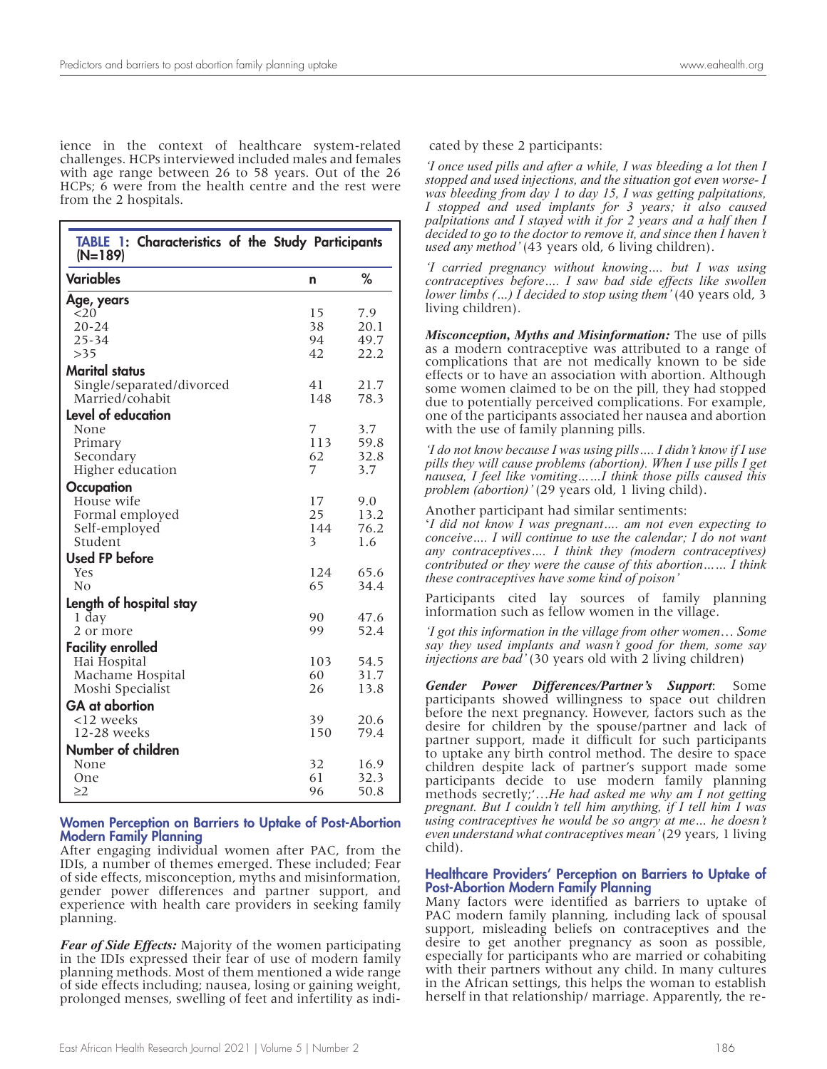ience in the context of healthcare system-related challenges. HCPs interviewed included males and females with age range between 26 to 58 years. Out of the 26 HCPs; 6 were from the health centre and the rest were from the 2 hospitals.

**TABLE 1: Characteristics of the Study Participants (N=189)**

| Variables | n | % |
|---|---|---|
| **Age, years** | | |
| <20 | 15 | 7.9 |
| 20-24 | 38 | 20.1 |
| 25-34 | 94 | 49.7 |
| >35 | 42 | 22.2 |
| **Marital status** | | |
| Single/separated/divorced | 41 | 21.7 |
| Married/cohabit | 148 | 78.3 |
| **Level of education** | | |
| None | 7 | 3.7 |
| Primary | 113 | 59.8 |
| Secondary | 62 | 32.8 |
| Higher education | 7 | 3.7 |
| **Occupation** | | |
| House wife | 17 | 9.0 |
| Formal employed | 25 | 13.2 |
| Self-employed | 144 | 76.2 |
| Student | 3 | 1.6 |
| **Used FP before** | | |
| Yes | 124 | 65.6 |
| No | 65 | 34.4 |
| **Length of hospital stay** | | |
| 1 day | 90 | 47.6 |
| 2 or more | 99 | 52.4 |
| **Facility enrolled** | | |
| Hai Hospital | 103 | 54.5 |
| Machame Hospital | 60 | 31.7 |
| Moshi Specialist | 26 | 13.8 |
| **GA at abortion** | | |
| <12 weeks | 39 | 20.6 |
| 12-28 weeks | 150 | 79.4 |
| **Number of children** | | |
| None | 32 | 16.9 |
| One | 61 | 32.3 |
| ≥2 | 96 | 50.8 |

### Women Perception on Barriers to Uptake of Post-Abortion Modern Family Planning

After engaging individual women after PAC, from the IDIs, a number of themes emerged. These included; Fear of side effects, misconception, myths and misinformation, gender power differences and partner support, and experience with health care providers in seeking family planning.

***Fear of Side Effects:*** Majority of the women participating in the IDIs expressed their fear of use of modern family planning methods. Most of them mentioned a wide range of side effects including; nausea, losing or gaining weight, prolonged menses, swelling of feet and infertility as indicated by these 2 participants:

*'I once used pills and after a while, I was bleeding a lot then I stopped and used injections, and the situation got even worse- I was bleeding from day 1 to day 15, I was getting palpitations, I stopped and used implants for 3 years; it also caused palpitations and I stayed with it for 2 years and a half then I decided to go to the doctor to remove it, and since then I haven't used any method'* (43 years old, 6 living children).

*'I carried pregnancy without knowing.... but I was using contraceptives before.... I saw bad side effects like swollen lower limbs (...) I decided to stop using them'* (40 years old, 3 living children).

***Misconception, Myths and Misinformation:*** The use of pills as a modern contraceptive was attributed to a range of complications that are not medically known to be side effects or to have an association with abortion. Although some women claimed to be on the pill, they had stopped due to potentially perceived complications. For example, one of the participants associated her nausea and abortion with the use of family planning pills.

*'I do not know because I was using pills.... I didn't know if I use pills they will cause problems (abortion). When I use pills I get nausea, I feel like vomiting......I think those pills caused this problem (abortion)'* (29 years old, 1 living child).

Another participant had similar sentiments:

*'I did not know I was pregnant.... am not even expecting to conceive.... I will continue to use the calendar; I do not want any contraceptives.... I think they (modern contraceptives) contributed or they were the cause of this abortion...... I think these contraceptives have some kind of poison'*

Participants cited lay sources of family planning information such as fellow women in the village.

*'I got this information in the village from other women... Some say they used implants and wasn't good for them, some say injections are bad'* (30 years old with 2 living children)

***Gender Power Differences/Partner's Support***: Some participants showed willingness to space out children before the next pregnancy. However, factors such as the desire for children by the spouse/partner and lack of partner support, made it difficult for such participants to uptake any birth control method. The desire to space children despite lack of partner's support made some participants decide to use modern family planning methods secretly;'*...He had asked me why am I not getting pregnant. But I couldn't tell him anything, if I tell him I was using contraceptives he would be so angry at me... he doesn't even understand what contraceptives mean'* (29 years, 1 living child).

### Healthcare Providers' Perception on Barriers to Uptake of Post-Abortion Modern Family Planning

Many factors were identified as barriers to uptake of PAC modern family planning, including lack of spousal support, misleading beliefs on contraceptives and the desire to get another pregnancy as soon as possible, especially for participants who are married or cohabiting with their partners without any child. In many cultures in the African settings, this helps the woman to establish herself in that relationship/ marriage. Apparently, the re-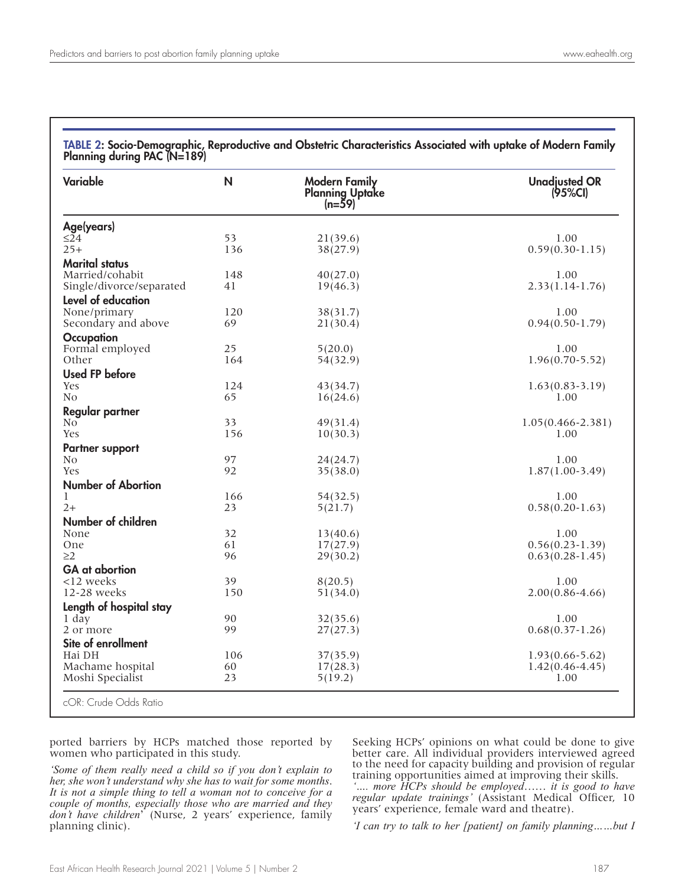**TABLE 2: Socio-Demographic, Reproductive and Obstetric Characteristics Associated with uptake of Modern Family Planning during PAC (N=189)**

| Variable | N | Modern Family Planning Uptake (n=59) | Unadjusted OR (95%CI) |
|---|---|---|---|
| **Age(years)** | | | |
| ≤24 | 53 | 21(39.6) | 1.00 |
| 25+ | 136 | 38(27.9) | 0.59(0.30-1.15) |
| **Marital status** | | | |
| Married/cohabit | 148 | 40(27.0) | 1.00 |
| Single/divorce/separated | 41 | 19(46.3) | 2.33(1.14-1.76) |
| **Level of education** | | | |
| None/primary | 120 | 38(31.7) | 1.00 |
| Secondary and above | 69 | 21(30.4) | 0.94(0.50-1.79) |
| **Occupation** | | | |
| Formal employed | 25 | 5(20.0) | 1.00 |
| Other | 164 | 54(32.9) | 1.96(0.70-5.52) |
| **Used FP before** | | | |
| Yes | 124 | 43(34.7) | 1.63(0.83-3.19) |
| No | 65 | 16(24.6) | 1.00 |
| **Regular partner** | | | |
| No | 33 | 49(31.4) | 1.05(0.466-2.381) |
| Yes | 156 | 10(30.3) | 1.00 |
| **Partner support** | | | |
| No | 97 | 24(24.7) | 1.00 |
| Yes | 92 | 35(38.0) | 1.87(1.00-3.49) |
| **Number of Abortion** | | | |
| 1 | 166 | 54(32.5) | 1.00 |
| 2+ | 23 | 5(21.7) | 0.58(0.20-1.63) |
| **Number of children** | | | |
| None | 32 | 13(40.6) | 1.00 |
| One | 61 | 17(27.9) | 0.56(0.23-1.39) |
| ≥2 | 96 | 29(30.2) | 0.63(0.28-1.45) |
| **GA at abortion** | | | |
| <12 weeks | 39 | 8(20.5) | 1.00 |
| 12-28 weeks | 150 | 51(34.0) | 2.00(0.86-4.66) |
| **Length of hospital stay** | | | |
| 1 day | 90 | 32(35.6) | 1.00 |
| 2 or more | 99 | 27(27.3) | 0.68(0.37-1.26) |
| **Site of enrollment** | | | |
| Hai DH | 106 | 37(35.9) | 1.93(0.66-5.62) |
| Machame hospital | 60 | 17(28.3) | 1.42(0.46-4.45) |
| Moshi Specialist | 23 | 5(19.2) | 1.00 |

cOR: Crude Odds Ratio

ported barriers by HCPs matched those reported by women who participated in this study.

*'Some of them really need a child so if you don't explain to her, she won't understand why she has to wait for some months. It is not a simple thing to tell a woman not to conceive for a couple of months, especially those who are married and they don't have children*' (Nurse, 2 years' experience, family planning clinic).

Seeking HCPs' opinions on what could be done to give better care. All individual providers interviewed agreed to the need for capacity building and provision of regular training opportunities aimed at improving their skills.

*'.... more HCPs should be employed…… it is good to have regular update trainings'* (Assistant Medical Officer, 10 years' experience, female ward and theatre).

*'I can try to talk to her [patient] on family planning……but I*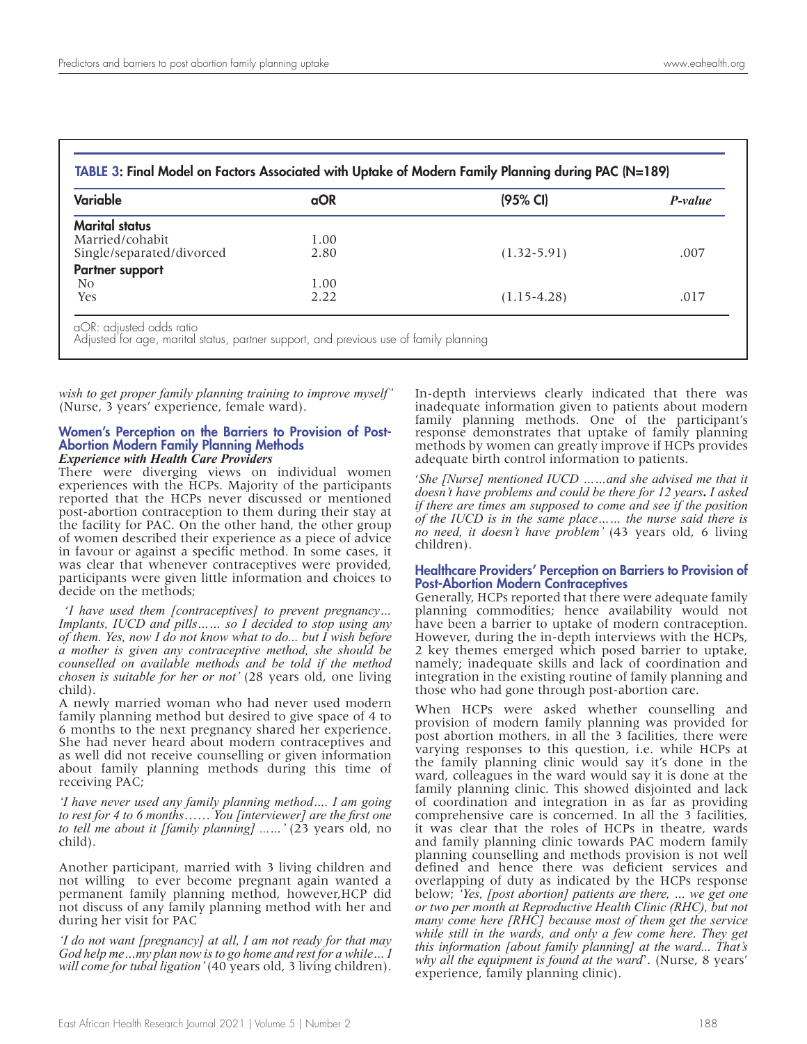**TABLE 3: Final Model on Factors Associated with Uptake of Modern Family Planning during PAC (N=189)**

| Variable | aOR | (95% CI) | *P-value* |
|---|---|---|---|
| **Marital status** | | | |
| Married/cohabit | 1.00 | | |
| Single/separated/divorced | 2.80 | (1.32-5.91) | .007 |
| **Partner support** | | | |
| No | 1.00 | | |
| Yes | 2.22 | (1.15-4.28) | .017 |

aOR: adjusted odds ratio
Adjusted for age, marital status, partner support, and previous use of family planning

*wish to get proper family planning training to improve myself'* (Nurse, 3 years' experience, female ward).

### Women's Perception on the Barriers to Provision of Post-Abortion Modern Family Planning Methods

***Experience with Health Care Providers***

There were diverging views on individual women experiences with the HCPs. Majority of the participants reported that the HCPs never discussed or mentioned post-abortion contraception to them during their stay at the facility for PAC. On the other hand, the other group of women described their experience as a piece of advice in favour or against a specific method. In some cases, it was clear that whenever contraceptives were provided, participants were given little information and choices to decide on the methods;

*'I have used them [contraceptives] to prevent pregnancy... Implants, IUCD and pills…… so I decided to stop using any of them. Yes, now I do not know what to do... but I wish before a mother is given any contraceptive method, she should be counselled on available methods and be told if the method chosen is suitable for her or not'* (28 years old, one living child).

A newly married woman who had never used modern family planning method but desired to give space of 4 to 6 months to the next pregnancy shared her experience. She had never heard about modern contraceptives and as well did not receive counselling or given information about family planning methods during this time of receiving PAC;

*'I have never used any family planning method.... I am going to rest for 4 to 6 months…… You [interviewer] are the first one to tell me about it [family planning] ……'* (23 years old, no child).

Another participant, married with 3 living children and not willing to ever become pregnant again wanted a permanent family planning method, however,HCP did not discuss of any family planning method with her and during her visit for PAC

*'I do not want [pregnancy] at all, I am not ready for that may God help me…my plan now is to go home and rest for a while… I will come for tubal ligation'* (40 years old, 3 living children).

In-depth interviews clearly indicated that there was inadequate information given to patients about modern family planning methods. One of the participant's response demonstrates that uptake of family planning methods by women can greatly improve if HCPs provides adequate birth control information to patients.

*'She [Nurse] mentioned IUCD ……and she advised me that it doesn't have problems and could be there for 12 years. I asked if there are times am supposed to come and see if the position of the IUCD is in the same place…… the nurse said there is no need, it doesn't have problem'* (43 years old, 6 living children).

### Healthcare Providers' Perception on Barriers to Provision of Post-Abortion Modern Contraceptives

Generally, HCPs reported that there were adequate family planning commodities; hence availability would not have been a barrier to uptake of modern contraception. However, during the in-depth interviews with the HCPs, 2 key themes emerged which posed barrier to uptake, namely; inadequate skills and lack of coordination and integration in the existing routine of family planning and those who had gone through post-abortion care.

When HCPs were asked whether counselling and provision of modern family planning was provided for post abortion mothers, in all the 3 facilities, there were varying responses to this question, i.e. while HCPs at the family planning clinic would say it's done in the ward, colleagues in the ward would say it is done at the family planning clinic. This showed disjointed and lack of coordination and integration in as far as providing comprehensive care is concerned. In all the 3 facilities, it was clear that the roles of HCPs in theatre, wards and family planning clinic towards PAC modern family planning counselling and methods provision is not well defined and hence there was deficient services and overlapping of duty as indicated by the HCPs response below; *'Yes, [post abortion] patients are there, ... we get one or two per month at Reproductive Health Clinic (RHC), but not many come here [RHC] because most of them get the service while still in the wards, and only a few come here. They get this information [about family planning] at the ward... That's why all the equipment is found at the ward'*. (Nurse, 8 years' experience, family planning clinic).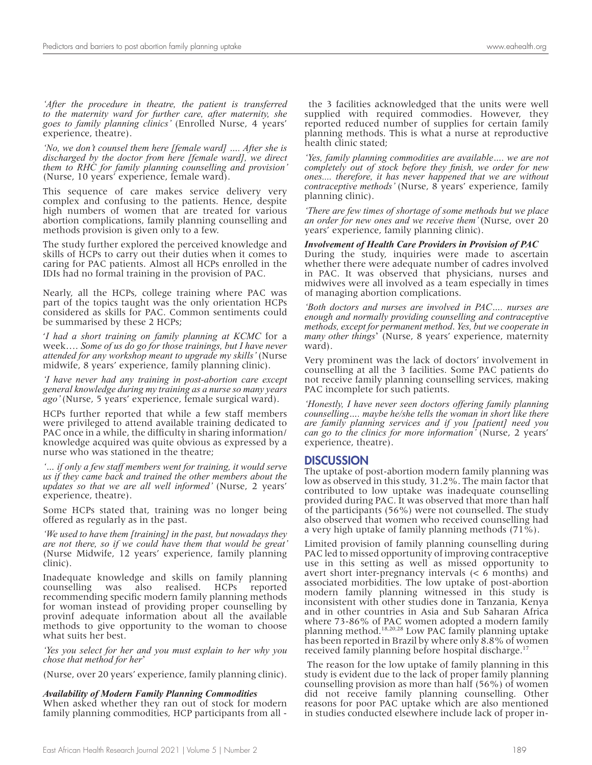*'After the procedure in theatre, the patient is transferred to the maternity ward for further care, after maternity, she goes to family planning clinics'* (Enrolled Nurse, 4 years' experience, theatre).

*'No, we don't counsel them here [female ward] .... After she is discharged by the doctor from here [female ward], we direct them to RHC for family planning counselling and provision'* (Nurse, 10 years' experience, female ward).

This sequence of care makes service delivery very complex and confusing to the patients. Hence, despite high numbers of women that are treated for various abortion complications, family planning counselling and methods provision is given only to a few.

The study further explored the perceived knowledge and skills of HCPs to carry out their duties when it comes to caring for PAC patients. Almost all HCPs enrolled in the IDIs had no formal training in the provision of PAC.

Nearly, all the HCPs, college training where PAC was part of the topics taught was the only orientation HCPs considered as skills for PAC. Common sentiments could be summarised by these 2 HCPs;

'*I had a short training on family planning at KCMC* for a week…. *Some of us do go for those trainings, but I have never attended for any workshop meant to upgrade my skills'* (Nurse midwife, 8 years' experience, family planning clinic).

*'I have never had any training in post-abortion care except general knowledge during my training as a nurse so many years ago'* (Nurse, 5 years' experience, female surgical ward).

HCPs further reported that while a few staff members were privileged to attend available training dedicated to PAC once in a while, the difficulty in sharing information/knowledge acquired was quite obvious as expressed by a nurse who was stationed in the theatre;

*'... if only a few staff members went for training, it would serve us if they came back and trained the other members about the updates so that we are all well informed'* (Nurse, 2 years' experience, theatre).

Some HCPs stated that, training was no longer being offered as regularly as in the past.

*'We used to have them [training] in the past, but nowadays they are not there, so if we could have them that would be great'* (Nurse Midwife, 12 years' experience, family planning clinic).

Inadequate knowledge and skills on family planning counselling was also realised. HCPs reported recommending specific modern family planning methods for woman instead of providing proper counselling by provinf adequate information about all the available methods to give opportunity to the woman to choose what suits her best.

*'Yes you select for her and you must explain to her why you chose that method for her*'

(Nurse, over 20 years' experience, family planning clinic).

***Availability of Modern Family Planning Commodities***

When asked whether they ran out of stock for modern family planning commodities, HCP participants from all the 3 facilities acknowledged that the units were well supplied with required commodies. However, they reported reduced number of supplies for certain family planning methods. This is what a nurse at reproductive health clinic stated;

*'Yes, family planning commodities are available…. we are not completely out of stock before they finish, we order for new ones.... therefore, it has never happened that we are without contraceptive methods'* (Nurse, 8 years' experience, family planning clinic).

*'There are few times of shortage of some methods but we place an order for new ones and we receive them'* (Nurse, over 20 years' experience, family planning clinic).

***Involvement of Health Care Providers in Provision of PAC***

During the study, inquiries were made to ascertain whether there were adequate number of cadres involved in PAC. It was observed that physicians, nurses and midwives were all involved as a team especially in times of managing abortion complications.

*'Both doctors and nurses are involved in PAC…. nurses are enough and normally providing counselling and contraceptive methods, except for permanent method. Yes, but we cooperate in many other things*' (Nurse, 8 years' experience, maternity ward).

Very prominent was the lack of doctors' involvement in counselling at all the 3 facilities. Some PAC patients do not receive family planning counselling services, making PAC incomplete for such patients.

*'Honestly, I have never seen doctors offering family planning counselling…. maybe he/she tells the woman in short like there are family planning services and if you [patient] need you can go to the clinics for more information'* (Nurse, 2 years' experience, theatre).

## DISCUSSION

The uptake of post-abortion modern family planning was low as observed in this study, 31.2%. The main factor that contributed to low uptake was inadequate counselling provided during PAC. It was observed that more than half of the participants (56%) were not counselled. The study also observed that women who received counselling had a very high uptake of family planning methods (71%).

Limited provision of family planning counselling during PAC led to missed opportunity of improving contraceptive use in this setting as well as missed opportunity to avert short inter-pregnancy intervals (< 6 months) and associated morbidities. The low uptake of post-abortion modern family planning witnessed in this study is inconsistent with other studies done in Tanzania, Kenya and in other countries in Asia and Sub Saharan Africa where 73-86% of PAC women adopted a modern family planning method.[18,20,28] Low PAC family planning uptake has been reported in Brazil by where only 8.8% of women received family planning before hospital discharge.[17]

The reason for the low uptake of family planning in this study is evident due to the lack of proper family planning counselling provision as more than half (56%) of women did not receive family planning counselling. Other reasons for poor PAC uptake which are also mentioned in studies conducted elsewhere include lack of proper in-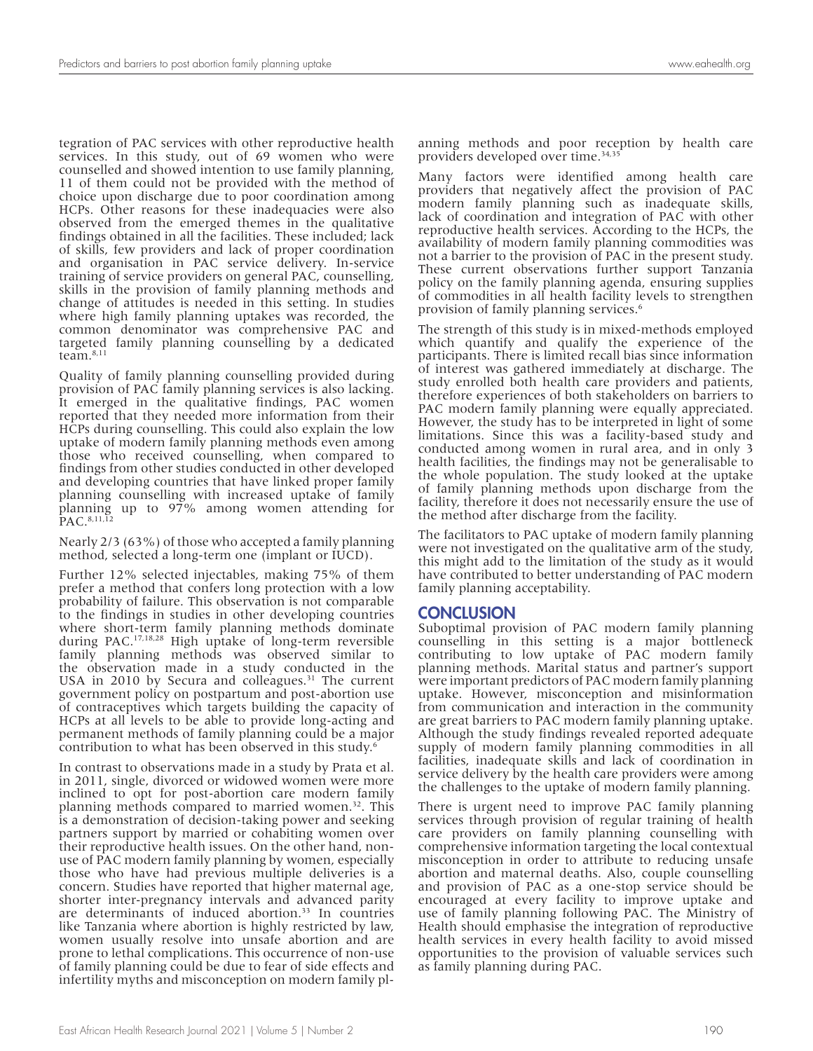tegration of PAC services with other reproductive health services. In this study, out of 69 women who were counselled and showed intention to use family planning, 11 of them could not be provided with the method of choice upon discharge due to poor coordination among HCPs. Other reasons for these inadequacies were also observed from the emerged themes in the qualitative findings obtained in all the facilities. These included; lack of skills, few providers and lack of proper coordination and organisation in PAC service delivery. In-service training of service providers on general PAC, counselling, skills in the provision of family planning methods and change of attitudes is needed in this setting. In studies where high family planning uptakes was recorded, the common denominator was comprehensive PAC and targeted family planning counselling by a dedicated team.[8,11]

Quality of family planning counselling provided during provision of PAC family planning services is also lacking. It emerged in the qualitative findings, PAC women reported that they needed more information from their HCPs during counselling. This could also explain the low uptake of modern family planning methods even among those who received counselling, when compared to findings from other studies conducted in other developed and developing countries that have linked proper family planning counselling with increased uptake of family planning up to 97% among women attending for PAC.[8,11,12]

Nearly 2/3 (63%) of those who accepted a family planning method, selected a long-term one (implant or IUCD).

Further 12% selected injectables, making 75% of them prefer a method that confers long protection with a low probability of failure. This observation is not comparable to the findings in studies in other developing countries where short-term family planning methods dominate during PAC.[17,18,28] High uptake of long-term reversible family planning methods was observed similar to the observation made in a study conducted in the USA in 2010 by Secura and colleagues.[31] The current government policy on postpartum and post-abortion use of contraceptives which targets building the capacity of HCPs at all levels to be able to provide long-acting and permanent methods of family planning could be a major contribution to what has been observed in this study.[6]

In contrast to observations made in a study by Prata et al. in 2011, single, divorced or widowed women were more inclined to opt for post-abortion care modern family planning methods compared to married women.[32]. This is a demonstration of decision-taking power and seeking partners support by married or cohabiting women over their reproductive health issues. On the other hand, non-use of PAC modern family planning by women, especially those who have had previous multiple deliveries is a concern. Studies have reported that higher maternal age, shorter inter-pregnancy intervals and advanced parity are determinants of induced abortion.[33] In countries like Tanzania where abortion is highly restricted by law, women usually resolve into unsafe abortion and are prone to lethal complications. This occurrence of non-use of family planning could be due to fear of side effects and infertility myths and misconception on modern family planning methods and poor reception by health care providers developed over time.[34,35]

Many factors were identified among health care providers that negatively affect the provision of PAC modern family planning such as inadequate skills, lack of coordination and integration of PAC with other reproductive health services. According to the HCPs, the availability of modern family planning commodities was not a barrier to the provision of PAC in the present study. These current observations further support Tanzania policy on the family planning agenda, ensuring supplies of commodities in all health facility levels to strengthen provision of family planning services.[6]

The strength of this study is in mixed-methods employed which quantify and qualify the experience of the participants. There is limited recall bias since information of interest was gathered immediately at discharge. The study enrolled both health care providers and patients, therefore experiences of both stakeholders on barriers to PAC modern family planning were equally appreciated. However, the study has to be interpreted in light of some limitations. Since this was a facility-based study and conducted among women in rural area, and in only 3 health facilities, the findings may not be generalisable to the whole population. The study looked at the uptake of family planning methods upon discharge from the facility, therefore it does not necessarily ensure the use of the method after discharge from the facility.

The facilitators to PAC uptake of modern family planning were not investigated on the qualitative arm of the study, this might add to the limitation of the study as it would have contributed to better understanding of PAC modern family planning acceptability.

## CONCLUSION

Suboptimal provision of PAC modern family planning counselling in this setting is a major bottleneck contributing to low uptake of PAC modern family planning methods. Marital status and partner's support were important predictors of PAC modern family planning uptake. However, misconception and misinformation from communication and interaction in the community are great barriers to PAC modern family planning uptake. Although the study findings revealed reported adequate supply of modern family planning commodities in all facilities, inadequate skills and lack of coordination in service delivery by the health care providers were among the challenges to the uptake of modern family planning.

There is urgent need to improve PAC family planning services through provision of regular training of health care providers on family planning counselling with comprehensive information targeting the local contextual misconception in order to attribute to reducing unsafe abortion and maternal deaths. Also, couple counselling and provision of PAC as a one-stop service should be encouraged at every facility to improve uptake and use of family planning following PAC. The Ministry of Health should emphasise the integration of reproductive health services in every health facility to avoid missed opportunities to the provision of valuable services such as family planning during PAC.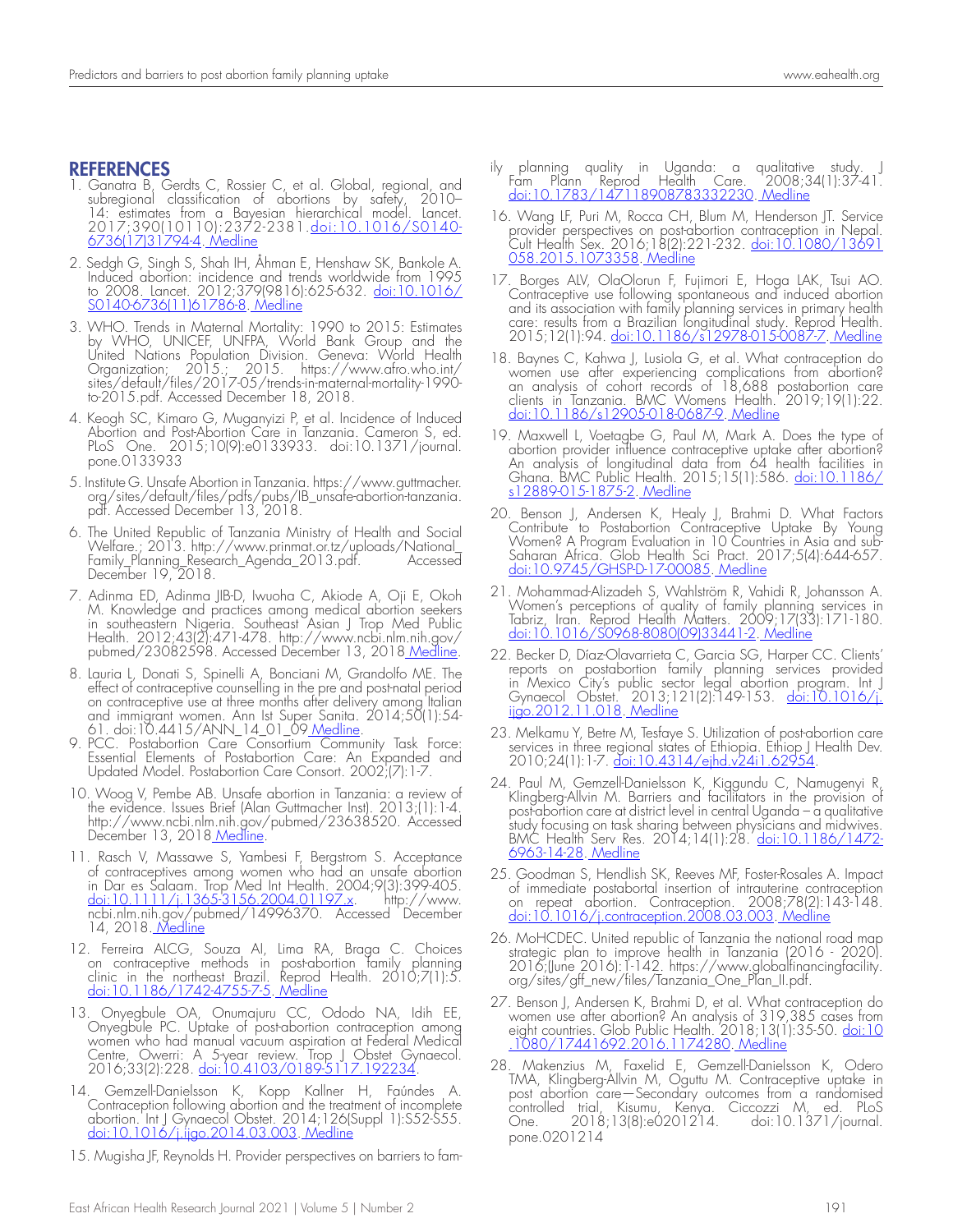## REFERENCES

1. Ganatra B, Gerdts C, Rossier C, et al. Global, regional, and subregional classification of abortions by safety, 2010–14: estimates from a Bayesian hierarchical model. Lancet. 2017;390(10110):2372-2381. doi:10.1016/S0140-6736(17)31794-4. Medline
2. Sedgh G, Singh S, Shah IH, Åhman E, Henshaw SK, Bankole A. Induced abortion: incidence and trends worldwide from 1995 to 2008. Lancet. 2012;379(9816):625-632. doi:10.1016/S0140-6736(11)61786-8. Medline
3. WHO. Trends in Maternal Mortality: 1990 to 2015: Estimates by WHO, UNICEF, UNFPA, World Bank Group and the United Nations Population Division. Geneva: World Health Organization; 2015.; 2015. https://www.afro.who.int/sites/default/files/2017-05/trends-in-maternal-mortality-1990-to-2015.pdf. Accessed December 18, 2018.
4. Keogh SC, Kimaro G, Muganyizi P, et al. Incidence of Induced Abortion and Post-Abortion Care in Tanzania. Cameron S, ed. PLoS One. 2015;10(9):e0133933. doi:10.1371/journal.pone.0133933
5. Institute G. Unsafe Abortion in Tanzania. https://www.guttmacher.org/sites/default/files/pdfs/pubs/IB_unsafe-abortion-tanzania.pdf. Accessed December 13, 2018.
6. The United Republic of Tanzania Ministry of Health and Social Welfare.; 2013. http://www.prinmat.or.tz/uploads/National_Family_Planning_Research_Agenda_2013.pdf. Accessed December 19, 2018.
7. Adinma ED, Adinma JIB-D, Iwuoha C, Akiode A, Oji E, Okoh M. Knowledge and practices among medical abortion seekers in southeastern Nigeria. Southeast Asian J Trop Med Public Health. 2012;43(2):471-478. http://www.ncbi.nlm.nih.gov/pubmed/23082598. Accessed December 13, 2018 Medline.
8. Lauria L, Donati S, Spinelli A, Bonciani M, Grandolfo ME. The effect of contraceptive counselling in the pre and post-natal period on contraceptive use at three months after delivery among Italian and immigrant women. Ann Ist Super Sanita. 2014;50(1):54-61. doi:10.4415/ANN_14_01_09 Medline.
9. PCC. Postabortion Care Consortium Community Task Force: Essential Elements of Postabortion Care: An Expanded and Updated Model. Postabortion Care Consort. 2002;(7):1-7.
10. Woog V, Pembe AB. Unsafe abortion in Tanzania: a review of the evidence. Issues Brief (Alan Guttmacher Inst). 2013;(1):1-4. http://www.ncbi.nlm.nih.gov/pubmed/23638520. Accessed December 13, 2018 Medline.
11. Rasch V, Massawe S, Yambesi F, Bergstrom S. Acceptance of contraceptives among women who had an unsafe abortion in Dar es Salaam. Trop Med Int Health. 2004;9(3):399-405. doi:10.1111/j.1365-3156.2004.01197.x. http://www.ncbi.nlm.nih.gov/pubmed/14996370. Accessed December 14, 2018. Medline
12. Ferreira ALCG, Souza AI, Lima RA, Braga C. Choices on contraceptive methods in post-abortion family planning clinic in the northeast Brazil. Reprod Health. 2010;7(1):5. doi:10.1186/1742-4755-7-5. Medline
13. Onyegbule OA, Onumajuru CC, Ododo NA, Idih EE, Onyegbule PC. Uptake of post-abortion contraception among women who had manual vacuum aspiration at Federal Medical Centre, Owerri: A 5-year review. Trop J Obstet Gynaecol. 2016;33(2):228. doi:10.4103/0189-5117.192234.
14. Gemzell-Danielsson K, Kopp Kallner H, Faúndes A. Contraception following abortion and the treatment of incomplete abortion. Int J Gynaecol Obstet. 2014;126(Suppl 1):S52-S55. doi:10.1016/j.ijgo.2014.03.003. Medline
15. Mugisha JF, Reynolds H. Provider perspectives on barriers to family planning quality in Uganda: a qualitative study. J Fam Plann Reprod Health Care. 2008;34(1):37-41. doi:10.1783/147118908783332230. Medline
16. Wang LF, Puri M, Rocca CH, Blum M, Henderson JT. Service provider perspectives on post-abortion contraception in Nepal. Cult Health Sex. 2016;18(2):221-232. doi:10.1080/13691058.2015.1073358. Medline
17. Borges ALV, OlaOlorun F, Fujimori E, Hoga LAK, Tsui AO. Contraceptive use following spontaneous and induced abortion and its association with family planning services in primary health care: results from a Brazilian longitudinal study. Reprod Health. 2015;12(1):94. doi:10.1186/s12978-015-0087-7. Medline
18. Baynes C, Kahwa J, Lusiola G, et al. What contraception do women use after experiencing complications from abortion? an analysis of cohort records of 18,688 postabortion care clients in Tanzania. BMC Womens Health. 2019;19(1):22. doi:10.1186/s12905-018-0687-9. Medline
19. Maxwell L, Voetagbe G, Paul M, Mark A. Does the type of abortion provider influence contraceptive uptake after abortion? An analysis of longitudinal data from 64 health facilities in Ghana. BMC Public Health. 2015;15(1):586. doi:10.1186/s12889-015-1875-2. Medline
20. Benson J, Andersen K, Healy J, Brahmi D. What Factors Contribute to Postabortion Contraceptive Uptake By Young Women? A Program Evaluation in 10 Countries in Asia and sub-Saharan Africa. Glob Health Sci Pract. 2017;5(4):644-657. doi:10.9745/GHSP-D-17-00085. Medline
21. Mohammad-Alizadeh S, Wahlström R, Vahidi R, Johansson A. Women's perceptions of quality of family planning services in Tabriz, Iran. Reprod Health Matters. 2009;17(33):171-180. doi:10.1016/S0968-8080(09)33441-2. Medline
22. Becker D, Díaz-Olavarrieta C, Garcia SG, Harper CC. Clients' reports on postabortion family planning services provided in Mexico City's public sector legal abortion program. Int J Gynaecol Obstet. 2013;121(2):149-153. doi:10.1016/j.ijgo.2012.11.018. Medline
23. Melkamu Y, Betre M, Tesfaye S. Utilization of post-abortion care services in three regional states of Ethiopia. Ethiop J Health Dev. 2010;24(1):1-7. doi:10.4314/ejhd.v24i1.62954.
24. Paul M, Gemzell-Danielsson K, Kiggundu C, Namugenyi R, Klingberg-Allvin M. Barriers and facilitators in the provision of post-abortion care at district level in central Uganda – a qualitative study focusing on task sharing between physicians and midwives. BMC Health Serv Res. 2014;14(1):28. doi:10.1186/1472-6963-14-28. Medline
25. Goodman S, Hendlish SK, Reeves MF, Foster-Rosales A. Impact of immediate postabortal insertion of intrauterine contraception on repeat abortion. Contraception. 2008;78(2):143-148. doi:10.1016/j.contraception.2008.03.003. Medline
26. MoHCDEC. United republic of Tanzania the national road map strategic plan to improve health in Tanzania (2016 - 2020). 2016;(June 2016):1-142. https://www.globalfinancingfacility.org/sites/gff_new/files/Tanzania_One_Plan_II.pdf.
27. Benson J, Andersen K, Brahmi D, et al. What contraception do women use after abortion? An analysis of 319,385 cases from eight countries. Glob Public Health. 2018;13(1):35-50. doi:10.1080/17441692.2016.1174280. Medline
28. Makenzius M, Faxelid E, Gemzell-Danielsson K, Odero TMA, Klingberg-Allvin M, Oguttu M. Contraceptive uptake in post abortion care—Secondary outcomes from a randomised controlled trial, Kisumu, Kenya. Ciccozzi M, ed. PLoS One. 2018;13(8):e0201214. doi:10.1371/journal.pone.0201214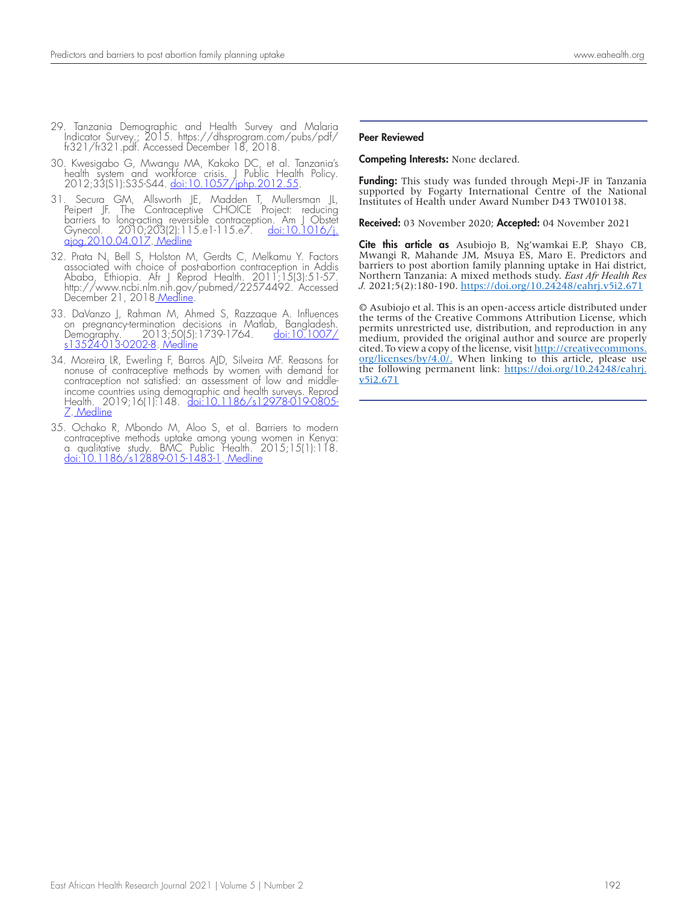29. Tanzania Demographic and Health Survey and Malaria Indicator Survey.; 2015. https://dhsprogram.com/pubs/pdf/fr321/fr321.pdf. Accessed December 18, 2018.

30. Kwesigabo G, Mwangu MA, Kakoko DC, et al. Tanzania's health system and workforce crisis. J Public Health Policy. 2012;33(S1):S35-S44. doi:10.1057/jphp.2012.55.

31. Secura GM, Allsworth JE, Madden T, Mullersman JL, Peipert JF. The Contraceptive CHOICE Project: reducing barriers to long-acting reversible contraception. Am J Obstet Gynecol. 2010;203(2):115.e1-115.e7. doi:10.1016/j.ajog.2010.04.017. Medline

32. Prata N, Bell S, Holston M, Gerdts C, Melkamu Y. Factors associated with choice of post-abortion contraception in Addis Ababa, Ethiopia. Afr J Reprod Health. 2011;15(3):51-57. http://www.ncbi.nlm.nih.gov/pubmed/22574492. Accessed December 21, 2018 Medline.

33. DaVanzo J, Rahman M, Ahmed S, Razzaque A. Influences on pregnancy-termination decisions in Matlab, Bangladesh. Demography. 2013;50(5):1739-1764. doi:10.1007/s13524-013-0202-8. Medline

34. Moreira LR, Ewerling F, Barros AJD, Silveira MF. Reasons for nonuse of contraceptive methods by women with demand for contraception not satisfied: an assessment of low and middle-income countries using demographic and health surveys. Reprod Health. 2019;16(1):148. doi:10.1186/s12978-019-0805-7. Medline

35. Ochako R, Mbondo M, Aloo S, et al. Barriers to modern contraceptive methods uptake among young women in Kenya: a qualitative study. BMC Public Health. 2015;15(1):118. doi:10.1186/s12889-015-1483-1. Medline

---

**Peer Reviewed**

**Competing Interests:** None declared.

**Funding:** This study was funded through Mepi-JF in Tanzania supported by Fogarty International Centre of the National Institutes of Health under Award Number D43 TW010138.

**Received:** 03 November 2020; **Accepted:** 04 November 2021

**Cite this article as** Asubiojo B, Ng'wamkai E.P, Shayo CB, Mwangi R, Mahande JM, Msuya ES, Maro E. Predictors and barriers to post abortion family planning uptake in Hai district, Northern Tanzania: A mixed methods study. *East Afr Health Res J.* 2021;5(2):180-190. https://doi.org/10.24248/eahrj.v5i2.671

© Asubiojo et al. This is an open-access article distributed under the terms of the Creative Commons Attribution License, which permits unrestricted use, distribution, and reproduction in any medium, provided the original author and source are properly cited. To view a copy of the license, visit http://creativecommons.org/licenses/by/4.0/. When linking to this article, please use the following permanent link: https://doi.org/10.24248/eahrj.v5i2.671

---